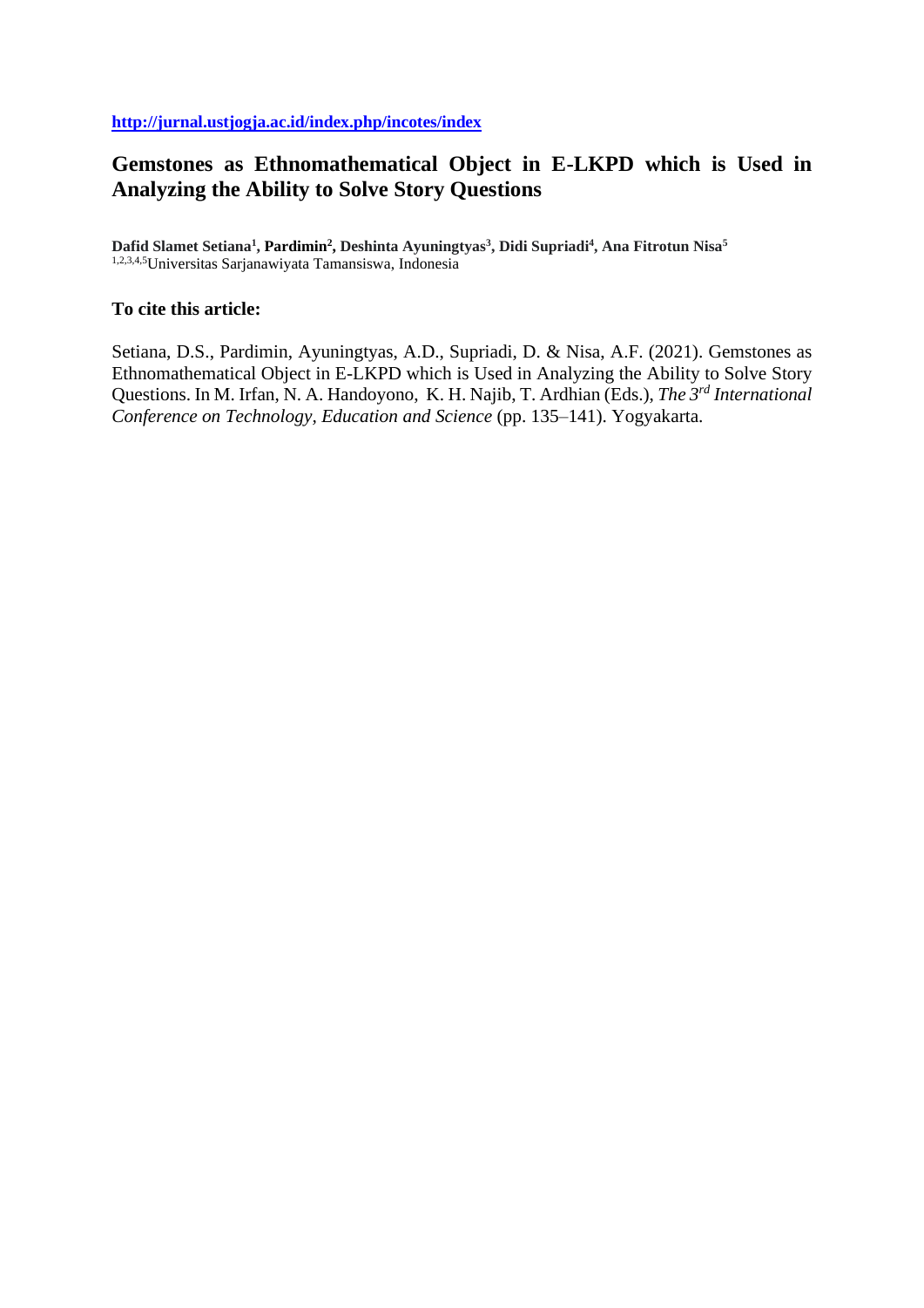**[http://jurnal.ustjogja.ac.id/index.php/incotes/index](http://jurnal.ustjogja.ac.id/index.php/incotes/index)**

# Gemstones as Ethnomathematical Object in E-LKPD which is Used in Analyzing the Ability to Solve Story Questions

**Dafid Slamet Setiana[1], Pardimin[2], Deshinta Ayuningtyas[3], Didi Supriadi[4], Ana Fitrotun Nisa[5]**
[1,2,3,4,5]Universitas Sarjanawiyata Tamansiswa, Indonesia

**To cite this article:**

Setiana, D.S., Pardimin, Ayuningtyas, A.D., Supriadi, D. & Nisa, A.F. (2021). Gemstones as Ethnomathematical Object in E-LKPD which is Used in Analyzing the Ability to Solve Story Questions. In M. Irfan, N. A. Handoyono, K. H. Najib, T. Ardhian (Eds.), *The 3rd International Conference on Technology, Education and Science* (pp. 135–141). Yogyakarta.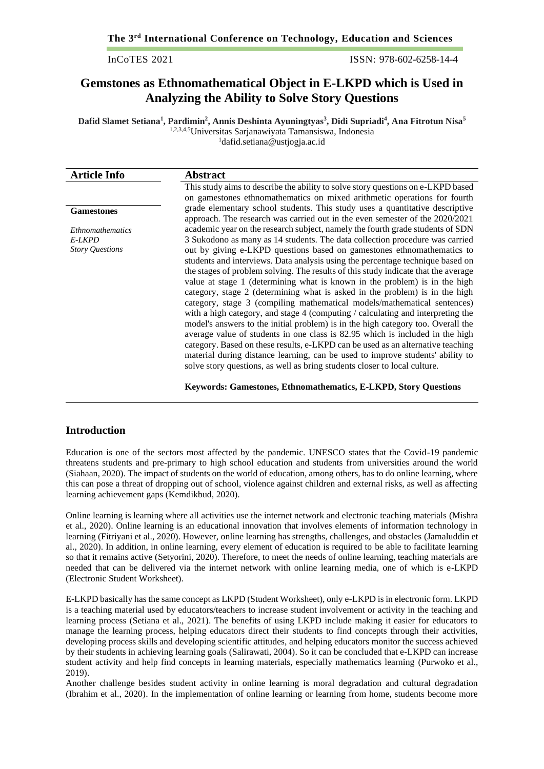# Gemstones as Ethnomathematical Object in E-LKPD which is Used in Analyzing the Ability to Solve Story Questions

**Dafid Slamet Setiana[1], Pardimin[2], Annis Deshinta Ayuningtyas[3], Didi Supriadi[4], Ana Fitrotun Nisa[5]**
[1,2,3,4,5]Universitas Sarjanawiyata Tamansiswa, Indonesia
[1]dafid.setiana@ustjogja.ac.id

| Article Info | Abstract |
|---|---|
| **Gamestones**<br><br>*Ethnomathematics*<br>*E-LKPD*<br>*Story Questions* | This study aims to describe the ability to solve story questions on e-LKPD based on gamestones ethnomathematics on mixed arithmetic operations for fourth grade elementary school students. This study uses a quantitative descriptive approach. The research was carried out in the even semester of the 2020/2021 academic year on the research subject, namely the fourth grade students of SDN 3 Sukodono as many as 14 students. The data collection procedure was carried out by giving e-LKPD questions based on gamestones ethnomathematics to students and interviews. Data analysis using the percentage technique based on the stages of problem solving. The results of this study indicate that the average value at stage 1 (determining what is known in the problem) is in the high category, stage 2 (determining what is asked in the problem) is in the high category, stage 3 (compiling mathematical models/mathematical sentences) with a high category, and stage 4 (computing / calculating and interpreting the model's answers to the initial problem) is in the high category too. Overall the average value of students in one class is 82.95 which is included in the high category. Based on these results, e-LKPD can be used as an alternative teaching material during distance learning, can be used to improve students' ability to solve story questions, as well as bring students closer to local culture.<br><br>**Keywords: Gamestones, Ethnomathematics, E-LKPD, Story Questions** |

## Introduction

Education is one of the sectors most affected by the pandemic. UNESCO states that the Covid-19 pandemic threatens students and pre-primary to high school education and students from universities around the world (Siahaan, 2020). The impact of students on the world of education, among others, has to do online learning, where this can pose a threat of dropping out of school, violence against children and external risks, as well as affecting learning achievement gaps (Kemdikbud, 2020).

Online learning is learning where all activities use the internet network and electronic teaching materials (Mishra et al., 2020). Online learning is an educational innovation that involves elements of information technology in learning (Fitriyani et al., 2020). However, online learning has strengths, challenges, and obstacles (Jamaluddin et al., 2020). In addition, in online learning, every element of education is required to be able to facilitate learning so that it remains active (Setyorini, 2020). Therefore, to meet the needs of online learning, teaching materials are needed that can be delivered via the internet network with online learning media, one of which is e-LKPD (Electronic Student Worksheet).

E-LKPD basically has the same concept as LKPD (Student Worksheet), only e-LKPD is in electronic form. LKPD is a teaching material used by educators/teachers to increase student involvement or activity in the teaching and learning process (Setiana et al., 2021). The benefits of using LKPD include making it easier for educators to manage the learning process, helping educators direct their students to find concepts through their activities, developing process skills and developing scientific attitudes, and helping educators monitor the success achieved by their students in achieving learning goals (Salirawati, 2004). So it can be concluded that e-LKPD can increase student activity and help find concepts in learning materials, especially mathematics learning (Purwoko et al., 2019).

Another challenge besides student activity in online learning is moral degradation and cultural degradation (Ibrahim et al., 2020). In the implementation of online learning or learning from home, students become more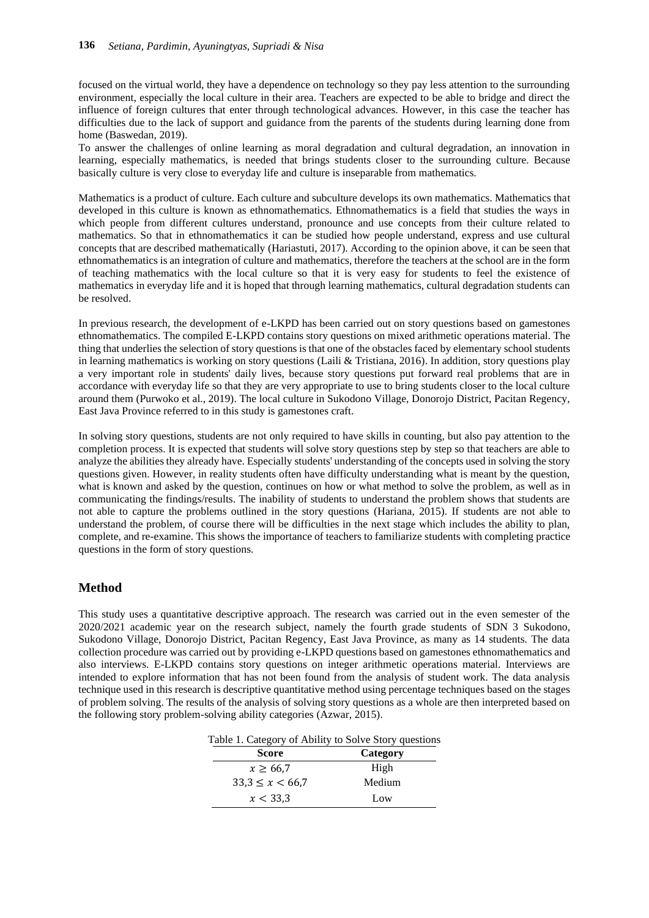focused on the virtual world, they have a dependence on technology so they pay less attention to the surrounding environment, especially the local culture in their area. Teachers are expected to be able to bridge and direct the influence of foreign cultures that enter through technological advances. However, in this case the teacher has difficulties due to the lack of support and guidance from the parents of the students during learning done from home (Baswedan, 2019).
To answer the challenges of online learning as moral degradation and cultural degradation, an innovation in learning, especially mathematics, is needed that brings students closer to the surrounding culture. Because basically culture is very close to everyday life and culture is inseparable from mathematics.

Mathematics is a product of culture. Each culture and subculture develops its own mathematics. Mathematics that developed in this culture is known as ethnomathematics. Ethnomathematics is a field that studies the ways in which people from different cultures understand, pronounce and use concepts from their culture related to mathematics. So that in ethnomathematics it can be studied how people understand, express and use cultural concepts that are described mathematically (Hariastuti, 2017). According to the opinion above, it can be seen that ethnomathematics is an integration of culture and mathematics, therefore the teachers at the school are in the form of teaching mathematics with the local culture so that it is very easy for students to feel the existence of mathematics in everyday life and it is hoped that through learning mathematics, cultural degradation students can be resolved.

In previous research, the development of e-LKPD has been carried out on story questions based on gamestones ethnomathematics. The compiled E-LKPD contains story questions on mixed arithmetic operations material. The thing that underlies the selection of story questions is that one of the obstacles faced by elementary school students in learning mathematics is working on story questions (Laili & Tristiana, 2016). In addition, story questions play a very important role in students' daily lives, because story questions put forward real problems that are in accordance with everyday life so that they are very appropriate to use to bring students closer to the local culture around them (Purwoko et al., 2019). The local culture in Sukodono Village, Donorojo District, Pacitan Regency, East Java Province referred to in this study is gamestones craft.

In solving story questions, students are not only required to have skills in counting, but also pay attention to the completion process. It is expected that students will solve story questions step by step so that teachers are able to analyze the abilities they already have. Especially students' understanding of the concepts used in solving the story questions given. However, in reality students often have difficulty understanding what is meant by the question, what is known and asked by the question, continues on how or what method to solve the problem, as well as in communicating the findings/results. The inability of students to understand the problem shows that students are not able to capture the problems outlined in the story questions (Hariana, 2015). If students are not able to understand the problem, of course there will be difficulties in the next stage which includes the ability to plan, complete, and re-examine. This shows the importance of teachers to familiarize students with completing practice questions in the form of story questions.

## Method

This study uses a quantitative descriptive approach. The research was carried out in the even semester of the 2020/2021 academic year on the research subject, namely the fourth grade students of SDN 3 Sukodono, Sukodono Village, Donorojo District, Pacitan Regency, East Java Province, as many as 14 students. The data collection procedure was carried out by providing e-LKPD questions based on gamestones ethnomathematics and also interviews. E-LKPD contains story questions on integer arithmetic operations material. Interviews are intended to explore information that has not been found from the analysis of student work. The data analysis technique used in this research is descriptive quantitative method using percentage techniques based on the stages of problem solving. The results of the analysis of solving story questions as a whole are then interpreted based on the following story problem-solving ability categories (Azwar, 2015).

Table 1. Category of Ability to Solve Story questions

| Score | Category |
|---|---|
| $x \geq 66{,}7$ | High |
| $33{,}3 \leq x < 66{,}7$ | Medium |
| $x < 33{,}3$ | Low |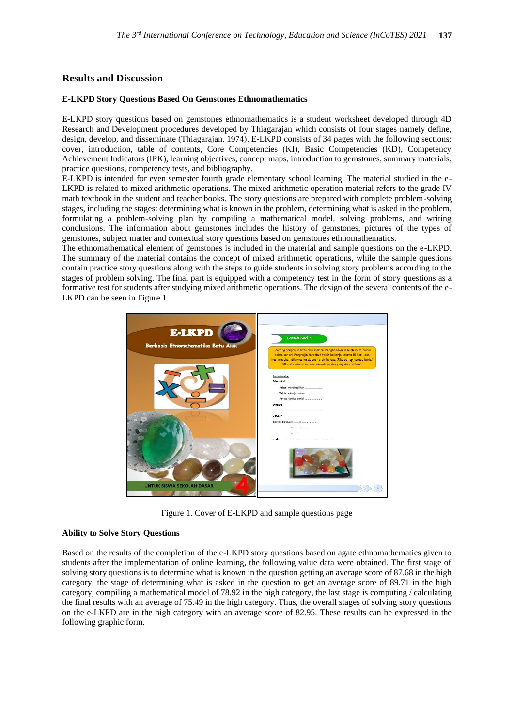## Results and Discussion

### E-LKPD Story Questions Based On Gemstones Ethnomathematics

E-LKPD story questions based on gemstones ethnomathematics is a student worksheet developed through 4D Research and Development procedures developed by Thiagarajan which consists of four stages namely define, design, develop, and disseminate (Thiagarajan, 1974). E-LKPD consists of 34 pages with the following sections: cover, introduction, table of contents, Core Competencies (KI), Basic Competencies (KD), Competency Achievement Indicators (IPK), learning objectives, concept maps, introduction to gemstones, summary materials, practice questions, competency tests, and bibliography.

E-LKPD is intended for even semester fourth grade elementary school learning. The material studied in the e-LKPD is related to mixed arithmetic operations. The mixed arithmetic operation material refers to the grade IV math textbook in the student and teacher books. The story questions are prepared with complete problem-solving stages, including the stages: determining what is known in the problem, determining what is asked in the problem, formulating a problem-solving plan by compiling a mathematical model, solving problems, and writing conclusions. The information about gemstones includes the history of gemstones, pictures of the types of gemstones, subject matter and contextual story questions based on gemstones ethnomathematics.

The ethnomathematical element of gemstones is included in the material and sample questions on the e-LKPD. The summary of the material contains the concept of mixed arithmetic operations, while the sample questions contain practice story questions along with the steps to guide students in solving story problems according to the stages of problem solving. The final part is equipped with a competency test in the form of story questions as a formative test for students after studying mixed arithmetic operations. The design of the several contents of the e-LKPD can be seen in Figure 1.

Figure 1. Cover of E-LKPD and sample questions page

### Ability to Solve Story Questions

Based on the results of the completion of the e-LKPD story questions based on agate ethnomathematics given to students after the implementation of online learning, the following value data were obtained. The first stage of solving story questions is to determine what is known in the question getting an average score of 87.68 in the high category, the stage of determining what is asked in the question to get an average score of 89.71 in the high category, compiling a mathematical model of 78.92 in the high category, the last stage is computing / calculating the final results with an average of 75.49 in the high category. Thus, the overall stages of solving story questions on the e-LKPD are in the high category with an average score of 82.95. These results can be expressed in the following graphic form.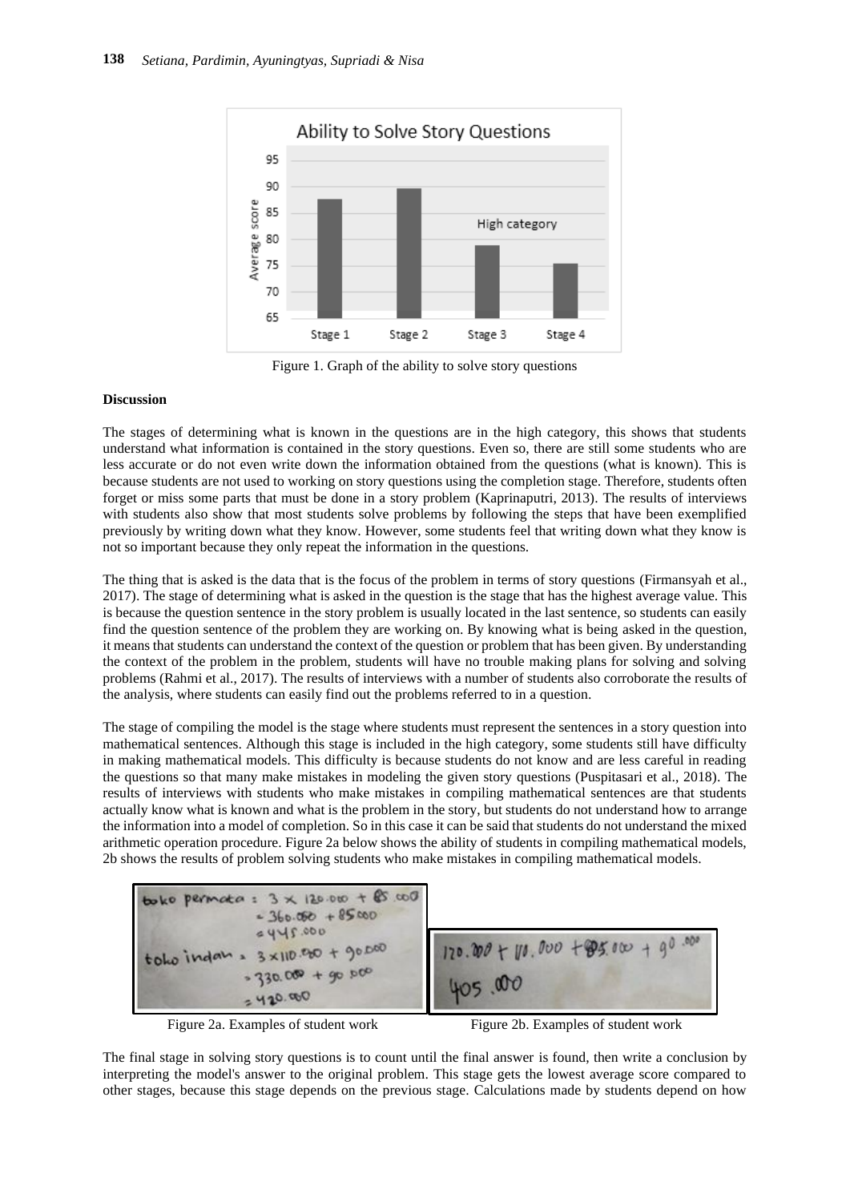Figure 1. Graph of the ability to solve story questions

**Discussion**

The stages of determining what is known in the questions are in the high category, this shows that students understand what information is contained in the story questions. Even so, there are still some students who are less accurate or do not even write down the information obtained from the questions (what is known). This is because students are not used to working on story questions using the completion stage. Therefore, students often forget or miss some parts that must be done in a story problem (Kaprinaputri, 2013). The results of interviews with students also show that most students solve problems by following the steps that have been exemplified previously by writing down what they know. However, some students feel that writing down what they know is not so important because they only repeat the information in the questions.

The thing that is asked is the data that is the focus of the problem in terms of story questions (Firmansyah et al., 2017). The stage of determining what is asked in the question is the stage that has the highest average value. This is because the question sentence in the story problem is usually located in the last sentence, so students can easily find the question sentence of the problem they are working on. By knowing what is being asked in the question, it means that students can understand the context of the question or problem that has been given. By understanding the context of the problem in the problem, students will have no trouble making plans for solving and solving problems (Rahmi et al., 2017). The results of interviews with a number of students also corroborate the results of the analysis, where students can easily find out the problems referred to in a question.

The stage of compiling the model is the stage where students must represent the sentences in a story question into mathematical sentences. Although this stage is included in the high category, some students still have difficulty in making mathematical models. This difficulty is because students do not know and are less careful in reading the questions so that many make mistakes in modeling the given story questions (Puspitasari et al., 2018). The results of interviews with students who make mistakes in compiling mathematical sentences are that students actually know what is known and what is the problem in the story, but students do not understand how to arrange the information into a model of completion. So in this case it can be said that students do not understand the mixed arithmetic operation procedure. Figure 2a below shows the ability of students in compiling mathematical models, 2b shows the results of problem solving students who make mistakes in compiling mathematical models.

Figure 2a. Examples of student work

Figure 2b. Examples of student work

The final stage in solving story questions is to count until the final answer is found, then write a conclusion by interpreting the model's answer to the original problem. This stage gets the lowest average score compared to other stages, because this stage depends on the previous stage. Calculations made by students depend on how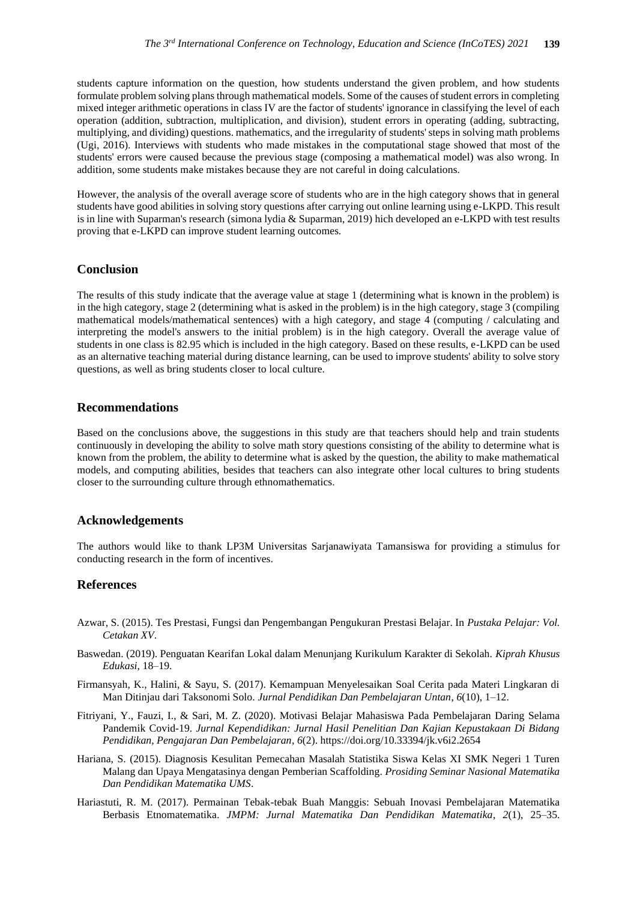students capture information on the question, how students understand the given problem, and how students formulate problem solving plans through mathematical models. Some of the causes of student errors in completing mixed integer arithmetic operations in class IV are the factor of students' ignorance in classifying the level of each operation (addition, subtraction, multiplication, and division), student errors in operating (adding, subtracting, multiplying, and dividing) questions. mathematics, and the irregularity of students' steps in solving math problems (Ugi, 2016). Interviews with students who made mistakes in the computational stage showed that most of the students' errors were caused because the previous stage (composing a mathematical model) was also wrong. In addition, some students make mistakes because they are not careful in doing calculations.

However, the analysis of the overall average score of students who are in the high category shows that in general students have good abilities in solving story questions after carrying out online learning using e-LKPD. This result is in line with Suparman's research (simona lydia & Suparman, 2019) hich developed an e-LKPD with test results proving that e-LKPD can improve student learning outcomes.

## Conclusion

The results of this study indicate that the average value at stage 1 (determining what is known in the problem) is in the high category, stage 2 (determining what is asked in the problem) is in the high category, stage 3 (compiling mathematical models/mathematical sentences) with a high category, and stage 4 (computing / calculating and interpreting the model's answers to the initial problem) is in the high category. Overall the average value of students in one class is 82.95 which is included in the high category. Based on these results, e-LKPD can be used as an alternative teaching material during distance learning, can be used to improve students' ability to solve story questions, as well as bring students closer to local culture.

## Recommendations

Based on the conclusions above, the suggestions in this study are that teachers should help and train students continuously in developing the ability to solve math story questions consisting of the ability to determine what is known from the problem, the ability to determine what is asked by the question, the ability to make mathematical models, and computing abilities, besides that teachers can also integrate other local cultures to bring students closer to the surrounding culture through ethnomathematics.

## Acknowledgements

The authors would like to thank LP3M Universitas Sarjanawiyata Tamansiswa for providing a stimulus for conducting research in the form of incentives.

## References

Azwar, S. (2015). Tes Prestasi, Fungsi dan Pengembangan Pengukuran Prestasi Belajar. In *Pustaka Pelajar: Vol. Cetakan XV*.

Baswedan. (2019). Penguatan Kearifan Lokal dalam Menunjang Kurikulum Karakter di Sekolah. *Kiprah Khusus Edukasi*, 18–19.

Firmansyah, K., Halini, & Sayu, S. (2017). Kemampuan Menyelesaikan Soal Cerita pada Materi Lingkaran di Man Ditinjau dari Taksonomi Solo. *Jurnal Pendidikan Dan Pembelajaran Untan*, *6*(10), 1–12.

Fitriyani, Y., Fauzi, I., & Sari, M. Z. (2020). Motivasi Belajar Mahasiswa Pada Pembelajaran Daring Selama Pandemik Covid-19. *Jurnal Kependidikan: Jurnal Hasil Penelitian Dan Kajian Kepustakaan Di Bidang Pendidikan, Pengajaran Dan Pembelajaran*, *6*(2). https://doi.org/10.33394/jk.v6i2.2654

Hariana, S. (2015). Diagnosis Kesulitan Pemecahan Masalah Statistika Siswa Kelas XI SMK Negeri 1 Turen Malang dan Upaya Mengatasinya dengan Pemberian Scaffolding. *Prosiding Seminar Nasional Matematika Dan Pendidikan Matematika UMS*.

Hariastuti, R. M. (2017). Permainan Tebak-tebak Buah Manggis: Sebuah Inovasi Pembelajaran Matematika Berbasis Etnomatematika. *JMPM: Jurnal Matematika Dan Pendidikan Matematika*, *2*(1), 25–35.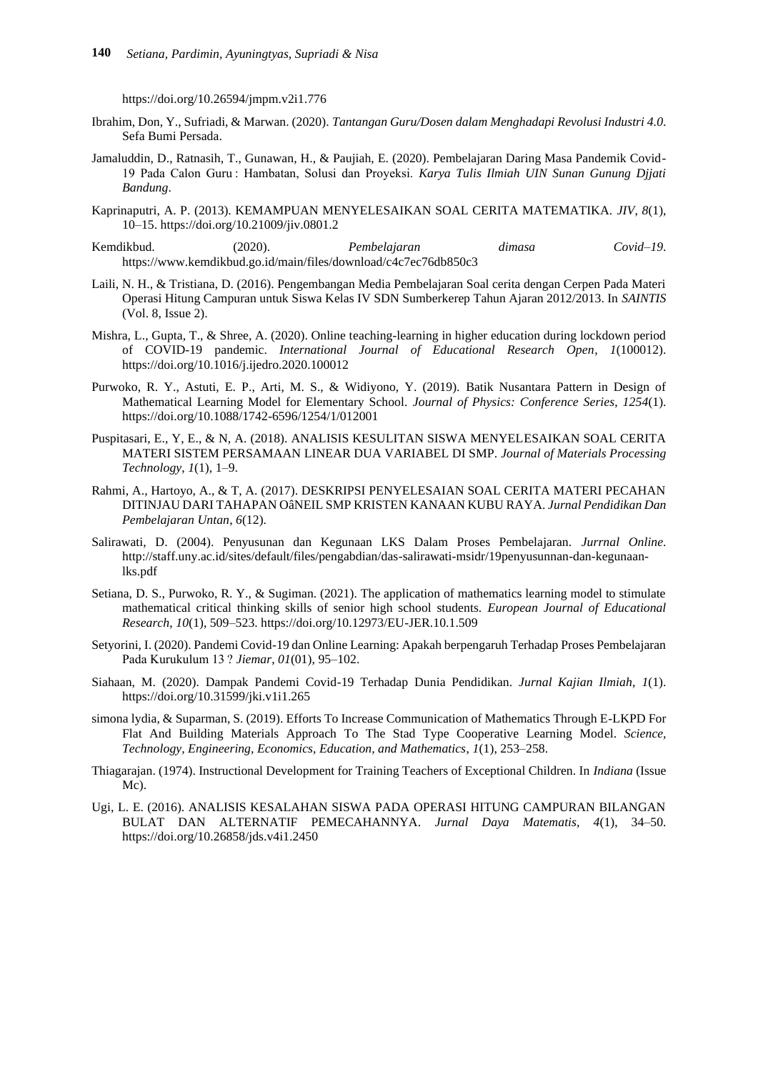https://doi.org/10.26594/jmpm.v2i1.776

Ibrahim, Don, Y., Sufriadi, & Marwan. (2020). *Tantangan Guru/Dosen dalam Menghadapi Revolusi Industri 4.0*. Sefa Bumi Persada.

Jamaluddin, D., Ratnasih, T., Gunawan, H., & Paujiah, E. (2020). Pembelajaran Daring Masa Pandemik Covid-19 Pada Calon Guru : Hambatan, Solusi dan Proyeksi. *Karya Tulis Ilmiah UIN Sunan Gunung Djjati Bandung*.

Kaprinaputri, A. P. (2013). KEMAMPUAN MENYELESAIKAN SOAL CERITA MATEMATIKA. *JIV*, *8*(1), 10–15. https://doi.org/10.21009/jiv.0801.2

Kemdikbud. (2020). *Pembelajaran dimasa Covid–19*. https://www.kemdikbud.go.id/main/files/download/c4c7ec76db850c3

Laili, N. H., & Tristiana, D. (2016). Pengembangan Media Pembelajaran Soal cerita dengan Cerpen Pada Materi Operasi Hitung Campuran untuk Siswa Kelas IV SDN Sumberkerep Tahun Ajaran 2012/2013. In *SAINTIS* (Vol. 8, Issue 2).

Mishra, L., Gupta, T., & Shree, A. (2020). Online teaching-learning in higher education during lockdown period of COVID-19 pandemic. *International Journal of Educational Research Open*, *1*(100012). https://doi.org/10.1016/j.ijedro.2020.100012

Purwoko, R. Y., Astuti, E. P., Arti, M. S., & Widiyono, Y. (2019). Batik Nusantara Pattern in Design of Mathematical Learning Model for Elementary School. *Journal of Physics: Conference Series*, *1254*(1). https://doi.org/10.1088/1742-6596/1254/1/012001

Puspitasari, E., Y, E., & N, A. (2018). ANALISIS KESULITAN SISWA MENYELESAIKAN SOAL CERITA MATERI SISTEM PERSAMAAN LINEAR DUA VARIABEL DI SMP. *Journal of Materials Processing Technology*, *1*(1), 1–9.

Rahmi, A., Hartoyo, A., & T, A. (2017). DESKRIPSI PENYELESAIAN SOAL CERITA MATERI PECAHAN DITINJAU DARI TAHAPAN OâNEIL SMP KRISTEN KANAAN KUBU RAYA. *Jurnal Pendidikan Dan Pembelajaran Untan*, *6*(12).

Salirawati, D. (2004). Penyusunan dan Kegunaan LKS Dalam Proses Pembelajaran. *Jurrnal Online*. http://staff.uny.ac.id/sites/default/files/pengabdian/das-salirawati-msidr/19penyusunnan-dan-kegunaan-lks.pdf

Setiana, D. S., Purwoko, R. Y., & Sugiman. (2021). The application of mathematics learning model to stimulate mathematical critical thinking skills of senior high school students. *European Journal of Educational Research*, *10*(1), 509–523. https://doi.org/10.12973/EU-JER.10.1.509

Setyorini, I. (2020). Pandemi Covid-19 dan Online Learning: Apakah berpengaruh Terhadap Proses Pembelajaran Pada Kurukulum 13 ? *Jiemar*, *01*(01), 95–102.

Siahaan, M. (2020). Dampak Pandemi Covid-19 Terhadap Dunia Pendidikan. *Jurnal Kajian Ilmiah*, *1*(1). https://doi.org/10.31599/jki.v1i1.265

simona lydia, & Suparman, S. (2019). Efforts To Increase Communication of Mathematics Through E-LKPD For Flat And Building Materials Approach To The Stad Type Cooperative Learning Model. *Science, Technology, Engineering, Economics, Education, and Mathematics*, *1*(1), 253–258.

Thiagarajan. (1974). Instructional Development for Training Teachers of Exceptional Children. In *Indiana* (Issue Mc).

Ugi, L. E. (2016). ANALISIS KESALAHAN SISWA PADA OPERASI HITUNG CAMPURAN BILANGAN BULAT DAN ALTERNATIF PEMECAHANNYA. *Jurnal Daya Matematis*, *4*(1), 34–50. https://doi.org/10.26858/jds.v4i1.2450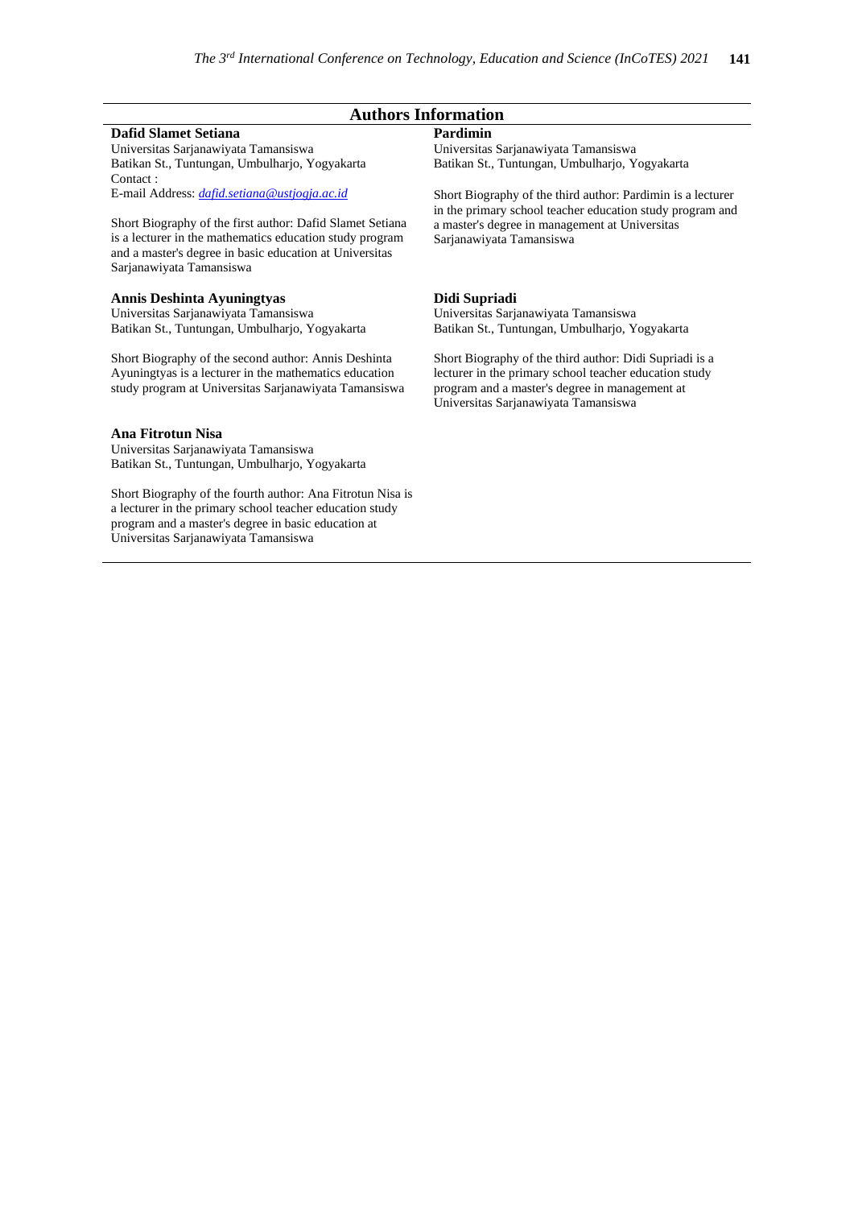## Authors Information

**Dafid Slamet Setiana**
Universitas Sarjanawiyata Tamansiswa
Batikan St., Tuntungan, Umbulharjo, Yogyakarta
Contact :
E-mail Address: *dafid.setiana@ustjogja.ac.id*

Short Biography of the first author: Dafid Slamet Setiana is a lecturer in the mathematics education study program and a master's degree in basic education at Universitas Sarjanawiyata Tamansiswa

**Annis Deshinta Ayuningtyas**
Universitas Sarjanawiyata Tamansiswa
Batikan St., Tuntungan, Umbulharjo, Yogyakarta

Short Biography of the second author: Annis Deshinta Ayuningtyas is a lecturer in the mathematics education study program at Universitas Sarjanawiyata Tamansiswa

**Ana Fitrotun Nisa**
Universitas Sarjanawiyata Tamansiswa
Batikan St., Tuntungan, Umbulharjo, Yogyakarta

Short Biography of the fourth author: Ana Fitrotun Nisa is a lecturer in the primary school teacher education study program and a master's degree in basic education at Universitas Sarjanawiyata Tamansiswa

**Pardimin**
Universitas Sarjanawiyata Tamansiswa
Batikan St., Tuntungan, Umbulharjo, Yogyakarta

Short Biography of the third author: Pardimin is a lecturer in the primary school teacher education study program and a master's degree in management at Universitas Sarjanawiyata Tamansiswa

**Didi Supriadi**
Universitas Sarjanawiyata Tamansiswa
Batikan St., Tuntungan, Umbulharjo, Yogyakarta

Short Biography of the third author: Didi Supriadi is a lecturer in the primary school teacher education study program and a master's degree in management at Universitas Sarjanawiyata Tamansiswa